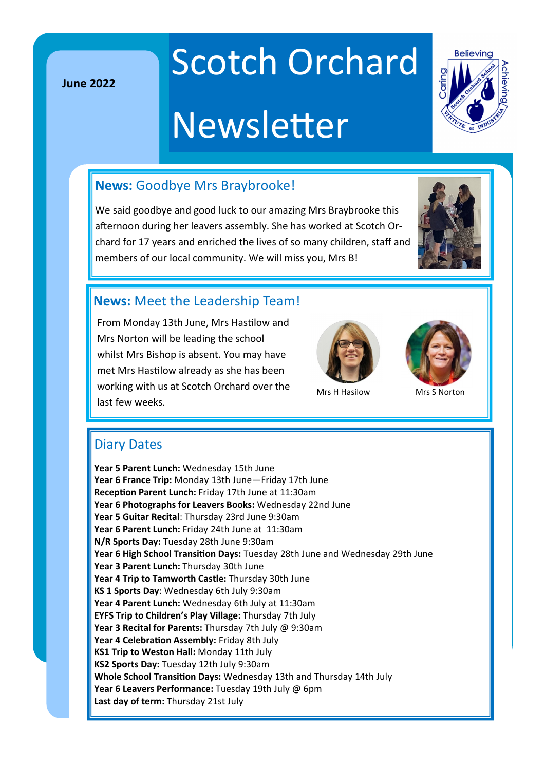June 2022

# Scotch Orchard Newsletter

Believing
Caring
Achieving
Scotch Orchard School
VIRTUTE et INDUSTRIA

## **News:** Goodbye Mrs Braybrooke!

We said goodbye and good luck to our amazing Mrs Braybrooke this afternoon during her leavers assembly. She has worked at Scotch Orchard for 17 years and enriched the lives of so many children, staff and members of our local community. We will miss you, Mrs B!

## **News:** Meet the Leadership Team!

From Monday 13th June, Mrs Hastilow and Mrs Norton will be leading the school whilst Mrs Bishop is absent. You may have met Mrs Hastilow already as she has been working with us at Scotch Orchard over the last few weeks.

Mrs H Hasilow

Mrs S Norton

## Diary Dates

**Year 5 Parent Lunch:** Wednesday 15th June
**Year 6 France Trip:** Monday 13th June—Friday 17th June
**Reception Parent Lunch:** Friday 17th June at 11:30am
**Year 6 Photographs for Leavers Books:** Wednesday 22nd June
**Year 5 Guitar Recital**: Thursday 23rd June 9:30am
**Year 6 Parent Lunch:** Friday 24th June at 11:30am
**N/R Sports Day:** Tuesday 28th June 9:30am
**Year 6 High School Transition Days:** Tuesday 28th June and Wednesday 29th June
**Year 3 Parent Lunch:** Thursday 30th June
**Year 4 Trip to Tamworth Castle:** Thursday 30th June
**KS 1 Sports Day**: Wednesday 6th July 9:30am
**Year 4 Parent Lunch:** Wednesday 6th July at 11:30am
**EYFS Trip to Children's Play Village:** Thursday 7th July
**Year 3 Recital for Parents:** Thursday 7th July @ 9:30am
**Year 4 Celebration Assembly:** Friday 8th July
**KS1 Trip to Weston Hall:** Monday 11th July
**KS2 Sports Day:** Tuesday 12th July 9:30am
**Whole School Transition Days:** Wednesday 13th and Thursday 14th July
**Year 6 Leavers Performance:** Tuesday 19th July @ 6pm
**Last day of term:** Thursday 21st July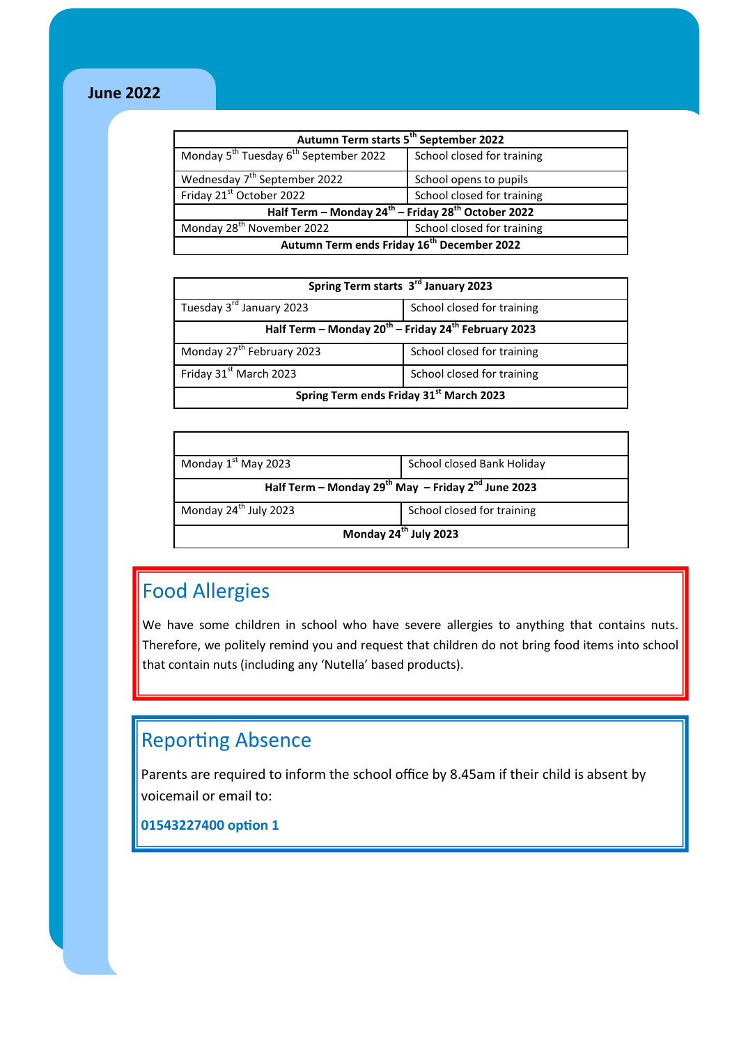## June 2022

| Autumn Term starts 5th September 2022 | |
|---|---|
| Monday 5th Tuesday 6th September 2022 | School closed for training |
| Wednesday 7th September 2022 | School opens to pupils |
| Friday 21st October 2022 | School closed for training |
| **Half Term – Monday 24th – Friday 28th October 2022** | |
| Monday 28th November 2022 | School closed for training |
| **Autumn Term ends Friday 16th December 2022** | |

| Spring Term starts 3rd January 2023 | |
|---|---|
| Tuesday 3rd January 2023 | School closed for training |
| **Half Term – Monday 20th – Friday 24th February 2023** | |
| Monday 27th February 2023 | School closed for training |
| Friday 31st March 2023 | School closed for training |
| **Spring Term ends Friday 31st March 2023** | |

| | |
|---|---|
| Monday 1st May 2023 | School closed Bank Holiday |
| **Half Term – Monday 29th May – Friday 2nd June 2023** | |
| Monday 24th July 2023 | School closed for training |
| **Monday 24th July 2023** | |

## Food Allergies

We have some children in school who have severe allergies to anything that contains nuts. Therefore, we politely remind you and request that children do not bring food items into school that contain nuts (including any 'Nutella' based products).

## Reporting Absence

Parents are required to inform the school office by 8.45am if their child is absent by voicemail or email to:

**01543227400 option 1**